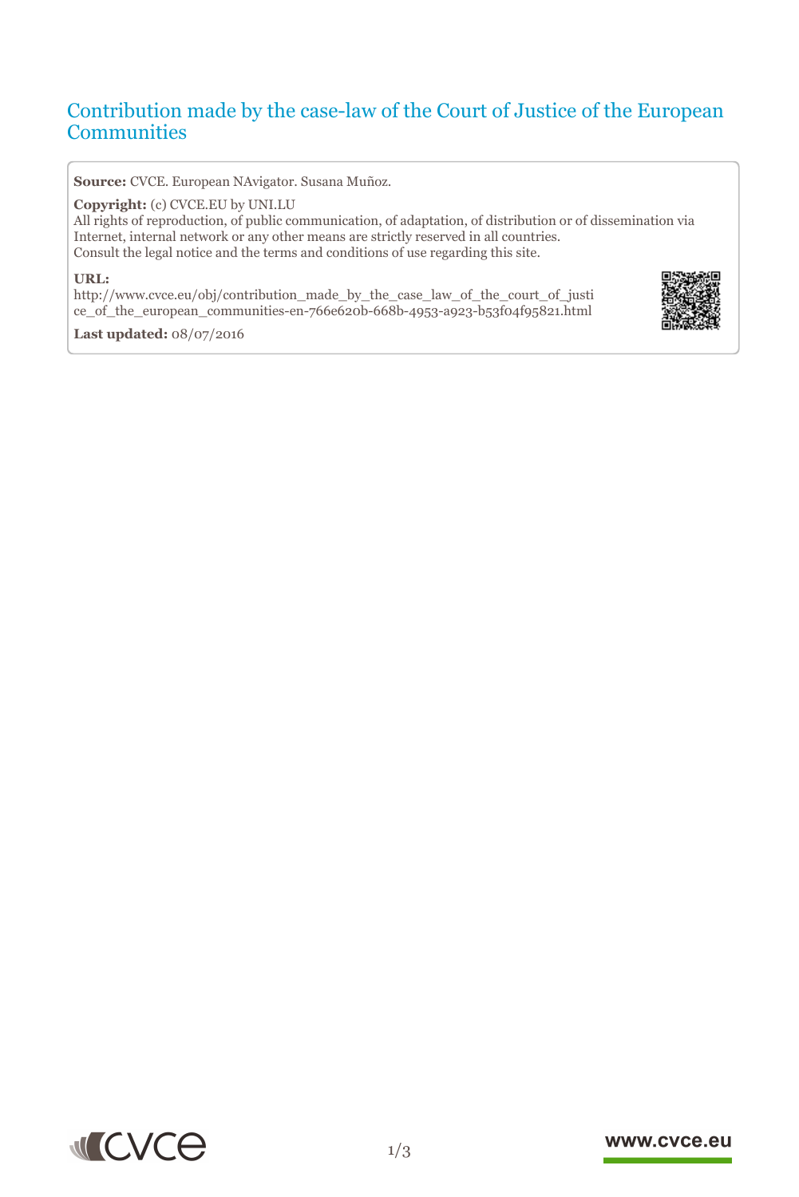# Contribution made by the case-law of the Court of Justice of the European Communities

**Source:** CVCE. European NAvigator. Susana Muñoz.

**Copyright:** (c) CVCE.EU by UNI.LU

All rights of reproduction, of public communication, of adaptation, of distribution or of dissemination via Internet, internal network or any other means are strictly reserved in all countries.

Consult the legal notice and the terms and conditions of use regarding this site.

**URL:**

http://www.cvce.eu/obj/contribution_made_by_the_case_law_of_the_court_of_justice_of_the_european_communities-en-766e620b-668b-4953-a923-b53f04f95821.html

**Last updated:** 08/07/2016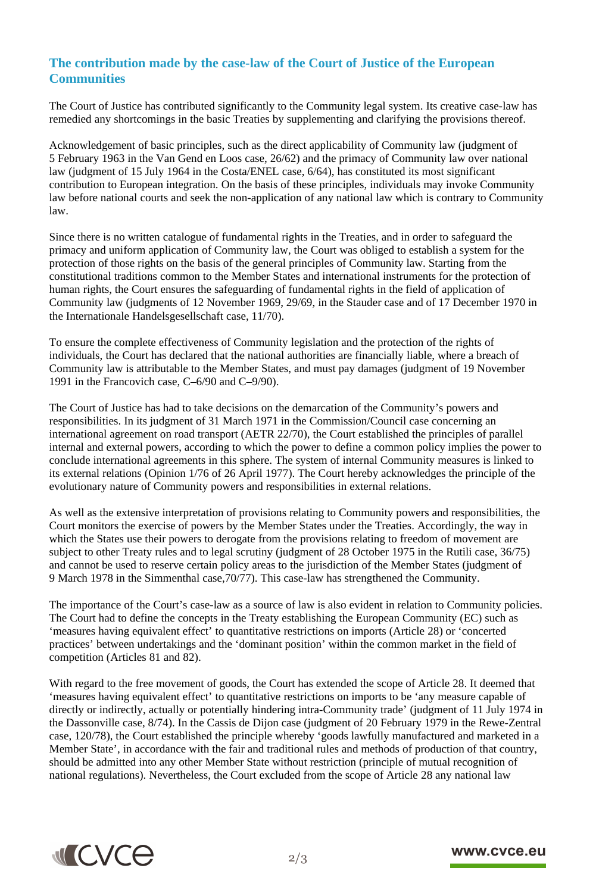## The contribution made by the case-law of the Court of Justice of the European Communities

The Court of Justice has contributed significantly to the Community legal system. Its creative case-law has remedied any shortcomings in the basic Treaties by supplementing and clarifying the provisions thereof.

Acknowledgement of basic principles, such as the direct applicability of Community law (judgment of 5 February 1963 in the Van Gend en Loos case, 26/62) and the primacy of Community law over national law (judgment of 15 July 1964 in the Costa/ENEL case, 6/64), has constituted its most significant contribution to European integration. On the basis of these principles, individuals may invoke Community law before national courts and seek the non-application of any national law which is contrary to Community law.

Since there is no written catalogue of fundamental rights in the Treaties, and in order to safeguard the primacy and uniform application of Community law, the Court was obliged to establish a system for the protection of those rights on the basis of the general principles of Community law. Starting from the constitutional traditions common to the Member States and international instruments for the protection of human rights, the Court ensures the safeguarding of fundamental rights in the field of application of Community law (judgments of 12 November 1969, 29/69, in the Stauder case and of 17 December 1970 in the Internationale Handelsgesellschaft case, 11/70).

To ensure the complete effectiveness of Community legislation and the protection of the rights of individuals, the Court has declared that the national authorities are financially liable, where a breach of Community law is attributable to the Member States, and must pay damages (judgment of 19 November 1991 in the Francovich case, C–6/90 and C–9/90).

The Court of Justice has had to take decisions on the demarcation of the Community's powers and responsibilities. In its judgment of 31 March 1971 in the Commission/Council case concerning an international agreement on road transport (AETR 22/70), the Court established the principles of parallel internal and external powers, according to which the power to define a common policy implies the power to conclude international agreements in this sphere. The system of internal Community measures is linked to its external relations (Opinion 1/76 of 26 April 1977). The Court hereby acknowledges the principle of the evolutionary nature of Community powers and responsibilities in external relations.

As well as the extensive interpretation of provisions relating to Community powers and responsibilities, the Court monitors the exercise of powers by the Member States under the Treaties. Accordingly, the way in which the States use their powers to derogate from the provisions relating to freedom of movement are subject to other Treaty rules and to legal scrutiny (judgment of 28 October 1975 in the Rutili case, 36/75) and cannot be used to reserve certain policy areas to the jurisdiction of the Member States (judgment of 9 March 1978 in the Simmenthal case,70/77). This case-law has strengthened the Community.

The importance of the Court's case-law as a source of law is also evident in relation to Community policies. The Court had to define the concepts in the Treaty establishing the European Community (EC) such as 'measures having equivalent effect' to quantitative restrictions on imports (Article 28) or 'concerted practices' between undertakings and the 'dominant position' within the common market in the field of competition (Articles 81 and 82).

With regard to the free movement of goods, the Court has extended the scope of Article 28. It deemed that 'measures having equivalent effect' to quantitative restrictions on imports to be 'any measure capable of directly or indirectly, actually or potentially hindering intra-Community trade' (judgment of 11 July 1974 in the Dassonville case, 8/74). In the Cassis de Dijon case (judgment of 20 February 1979 in the Rewe-Zentral case, 120/78), the Court established the principle whereby 'goods lawfully manufactured and marketed in a Member State', in accordance with the fair and traditional rules and methods of production of that country, should be admitted into any other Member State without restriction (principle of mutual recognition of national regulations). Nevertheless, the Court excluded from the scope of Article 28 any national law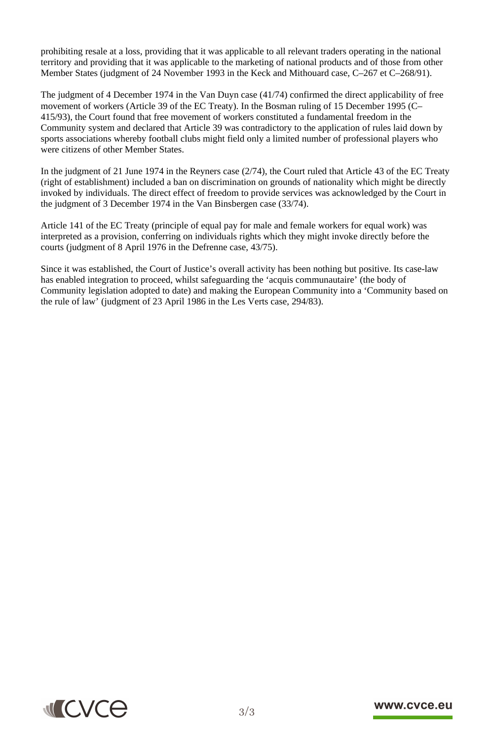prohibiting resale at a loss, providing that it was applicable to all relevant traders operating in the national territory and providing that it was applicable to the marketing of national products and of those from other Member States (judgment of 24 November 1993 in the Keck and Mithouard case, C–267 et C–268/91).

The judgment of 4 December 1974 in the Van Duyn case (41/74) confirmed the direct applicability of free movement of workers (Article 39 of the EC Treaty). In the Bosman ruling of 15 December 1995 (C–415/93), the Court found that free movement of workers constituted a fundamental freedom in the Community system and declared that Article 39 was contradictory to the application of rules laid down by sports associations whereby football clubs might field only a limited number of professional players who were citizens of other Member States.

In the judgment of 21 June 1974 in the Reyners case (2/74), the Court ruled that Article 43 of the EC Treaty (right of establishment) included a ban on discrimination on grounds of nationality which might be directly invoked by individuals. The direct effect of freedom to provide services was acknowledged by the Court in the judgment of 3 December 1974 in the Van Binsbergen case (33/74).

Article 141 of the EC Treaty (principle of equal pay for male and female workers for equal work) was interpreted as a provision, conferring on individuals rights which they might invoke directly before the courts (judgment of 8 April 1976 in the Defrenne case, 43/75).

Since it was established, the Court of Justice's overall activity has been nothing but positive. Its case-law has enabled integration to proceed, whilst safeguarding the 'acquis communautaire' (the body of Community legislation adopted to date) and making the European Community into a 'Community based on the rule of law' (judgment of 23 April 1986 in the Les Verts case, 294/83).